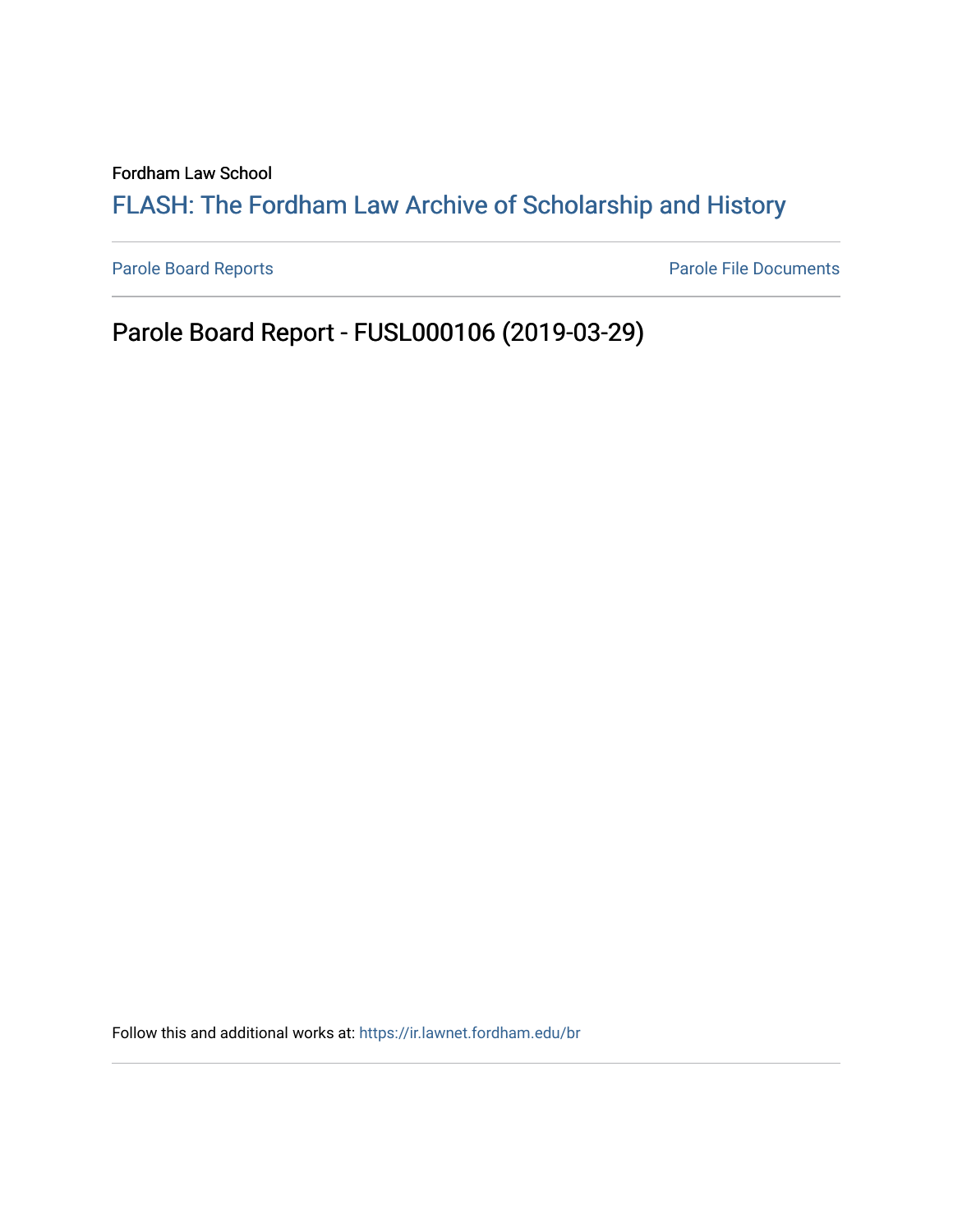Fordham Law School

FLASH: The Fordham Law Archive of Scholarship and History

Parole Board Reports

Parole File Documents

# Parole Board Report - FUSL000106 (2019-03-29)

Follow this and additional works at: https://ir.lawnet.fordham.edu/br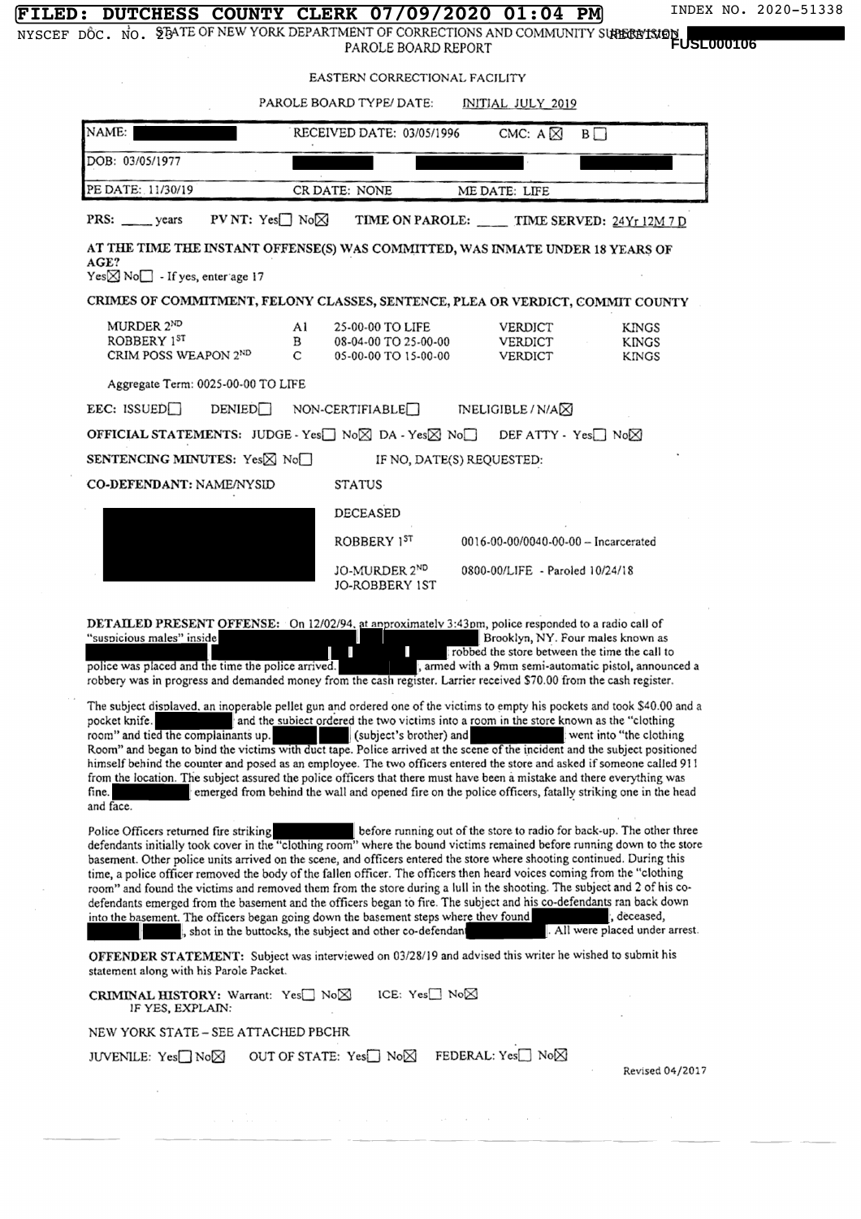STATE OF NEW YORK DEPARTMENT OF CORRECTIONS AND COMMUNITY SUPERVISION
PAROLE BOARD REPORT

FUSL000106

EASTERN CORRECTIONAL FACILITY

PAROLE BOARD TYPE/ DATE: INITIAL JULY 2019

| | | |
|---|---|---|
| NAME: | RECEIVED DATE: 03/05/1996 | CMC: A ☒ B ☐ |
| DOB: 03/05/1977 | | |
| PE DATE: 11/30/19 | CR DATE: NONE | ME DATE: LIFE |

PRS: \_\_\_\_ years PV NT: Yes☐ No☒ TIME ON PAROLE: \_\_\_\_ TIME SERVED: 24Yr 12M 7 D

**AT THE TIME THE INSTANT OFFENSE(S) WAS COMMITTED, WAS INMATE UNDER 18 YEARS OF AGE?**
Yes☒ No☐ - If yes, enter age 17

**CRIMES OF COMMITMENT, FELONY CLASSES, SENTENCE, PLEA OR VERDICT, COMMIT COUNTY**

| | | | | |
|---|---|---|---|---|
| MURDER 2ND | A1 | 25-00-00 TO LIFE | VERDICT | KINGS |
| ROBBERY 1ST | B | 08-04-00 TO 25-00-00 | VERDICT | KINGS |
| CRIM POSS WEAPON 2ND | C | 05-00-00 TO 15-00-00 | VERDICT | KINGS |

Aggregate Term: 0025-00-00 TO LIFE

EEC: ISSUED☐ DENIED☐ NON-CERTIFIABLE☐ INELIGIBLE / N/A☒

**OFFICIAL STATEMENTS:** JUDGE - Yes☐ No☒ DA - Yes☒ No☐ DEF ATTY - Yes☐ No☒

**SENTENCING MINUTES:** Yes☒ No☐ IF NO, DATE(S) REQUESTED:

| CO-DEFENDANT: NAME/NYSID | STATUS | |
|---|---|---|
| | DECEASED | |
| | ROBBERY 1ST | 0016-00-00/0040-00-00 – Incarcerated |
| | JO-MURDER 2ND JO-ROBBERY 1ST | 0800-00/LIFE - Paroled 10/24/18 |

**DETAILED PRESENT OFFENSE:** On 12/02/94, at approximately 3:43pm, police responded to a radio call of "suspicious males" inside Brooklyn, NY. Four males known as robbed the store between the time the call to police was placed and the time the police arrived. , armed with a 9mm semi-automatic pistol, announced a robbery was in progress and demanded money from the cash register. Larrier received $70.00 from the cash register.

The subject displayed, an inoperable pellet gun and ordered one of the victims to empty his pockets and took $40.00 and a pocket knife. and the subject ordered the two victims into a room in the store known as the "clothing room" and tied the complainants up. (subject's brother) and went into "the clothing Room" and began to bind the victims with duct tape. Police arrived at the scene of the incident and the subject positioned himself behind the counter and posed as an employee. The two officers entered the store and asked if someone called 911 from the location. The subject assured the police officers that there must have been a mistake and there everything was fine. emerged from behind the wall and opened fire on the police officers, fatally striking one in the head and face.

Police Officers returned fire striking before running out of the store to radio for back-up. The other three defendants initially took cover in the "clothing room" where the bound victims remained before running down to the store basement. Other police units arrived on the scene, and officers entered the store where shooting continued. During this time, a police officer removed the body of the fallen officer. The officers then heard voices coming from the "clothing room" and found the victims and removed them from the store during a lull in the shooting. The subject and 2 of his co-defendants emerged from the basement and the officers began to fire. The subject and his co-defendants ran back down into the basement. The officers began going down the basement steps where they found , deceased, , shot in the buttocks, the subject and other co-defendant . All were placed under arrest.

**OFFENDER STATEMENT:** Subject was interviewed on 03/28/19 and advised this writer he wished to submit his statement along with his Parole Packet.

**CRIMINAL HISTORY:** Warrant: Yes☐ No☒ ICE: Yes☐ No☒
IF YES, EXPLAIN:

NEW YORK STATE – SEE ATTACHED PBCHR

JUVENILE: Yes☐ No☒ OUT OF STATE: Yes☐ No☒ FEDERAL: Yes☐ No☒

Revised 04/2017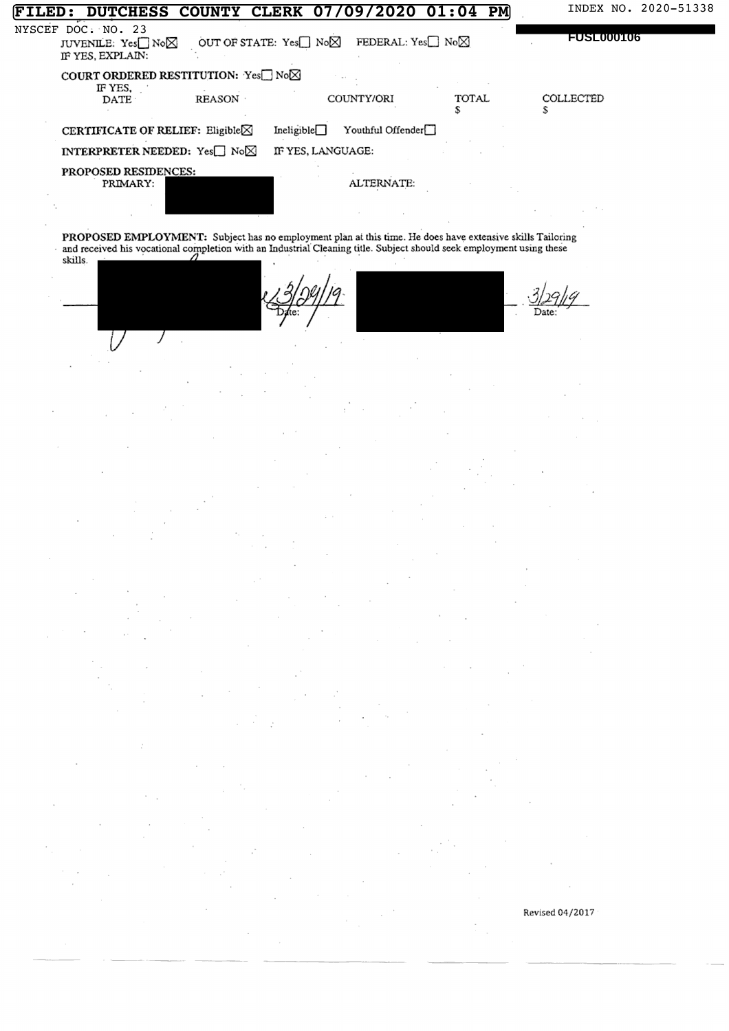JUVENILE: Yes☐ No☒ OUT OF STATE: Yes☐ No☒ FEDERAL: Yes☐ No☒

IF YES, EXPLAIN:

**COURT ORDERED RESTITUTION:** Yes☐ No☒

| IF YES, DATE | REASON | COUNTY/ORI | TOTAL $ | COLLECTED $ |
|---|---|---|---|---|

**CERTIFICATE OF RELIEF:** Eligible☒ Ineligible☐ Youthful Offender☐

**INTERPRETER NEEDED:** Yes☐ No☒ IF YES, LANGUAGE:

**PROPOSED RESIDENCES:**

PRIMARY: ALTERNATE:

**PROPOSED EMPLOYMENT:** Subject has no employment plan at this time. He does have extensive skills Tailoring and received his vocational completion with an Industrial Cleaning title. Subject should seek employment using these skills.

Date: 3/29/19 Date: 3/29/19

Revised 04/2017